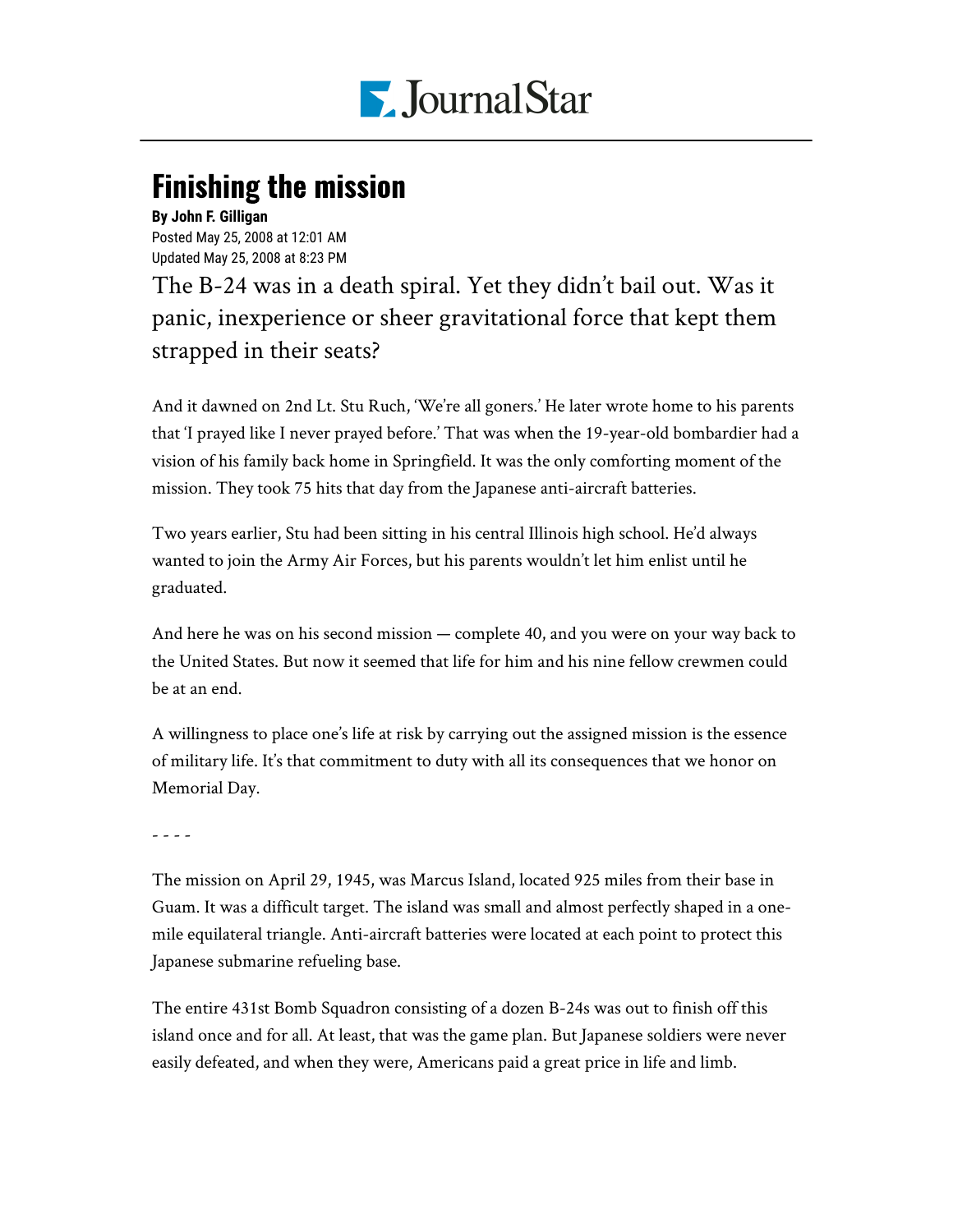# Finishing the mission

**By John F. Gilligan**

Posted May 25, 2008 at 12:01 AM
Updated May 25, 2008 at 8:23 PM

The B-24 was in a death spiral. Yet they didn't bail out. Was it panic, inexperience or sheer gravitational force that kept them strapped in their seats?

And it dawned on 2nd Lt. Stu Ruch, 'We're all goners.' He later wrote home to his parents that 'I prayed like I never prayed before.' That was when the 19-year-old bombardier had a vision of his family back home in Springfield. It was the only comforting moment of the mission. They took 75 hits that day from the Japanese anti-aircraft batteries.

Two years earlier, Stu had been sitting in his central Illinois high school. He'd always wanted to join the Army Air Forces, but his parents wouldn't let him enlist until he graduated.

And here he was on his second mission — complete 40, and you were on your way back to the United States. But now it seemed that life for him and his nine fellow crewmen could be at an end.

A willingness to place one's life at risk by carrying out the assigned mission is the essence of military life. It's that commitment to duty with all its consequences that we honor on Memorial Day.

- - - -

The mission on April 29, 1945, was Marcus Island, located 925 miles from their base in Guam. It was a difficult target. The island was small and almost perfectly shaped in a one-mile equilateral triangle. Anti-aircraft batteries were located at each point to protect this Japanese submarine refueling base.

The entire 431st Bomb Squadron consisting of a dozen B-24s was out to finish off this island once and for all. At least, that was the game plan. But Japanese soldiers were never easily defeated, and when they were, Americans paid a great price in life and limb.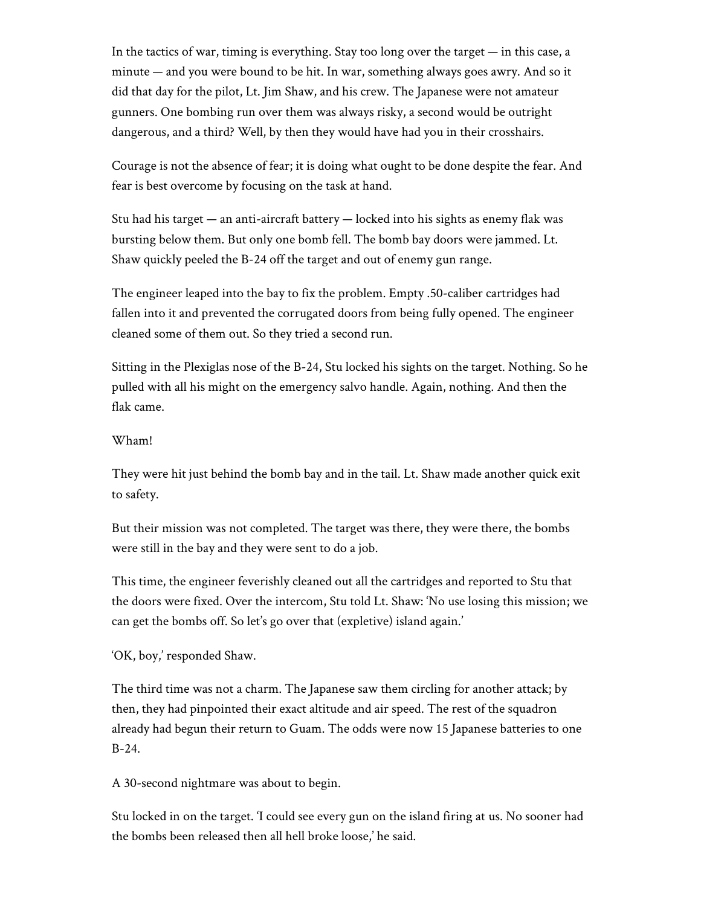In the tactics of war, timing is everything. Stay too long over the target — in this case, a minute — and you were bound to be hit. In war, something always goes awry. And so it did that day for the pilot, Lt. Jim Shaw, and his crew. The Japanese were not amateur gunners. One bombing run over them was always risky, a second would be outright dangerous, and a third? Well, by then they would have had you in their crosshairs.

Courage is not the absence of fear; it is doing what ought to be done despite the fear. And fear is best overcome by focusing on the task at hand.

Stu had his target — an anti-aircraft battery — locked into his sights as enemy flak was bursting below them. But only one bomb fell. The bomb bay doors were jammed. Lt. Shaw quickly peeled the B-24 off the target and out of enemy gun range.

The engineer leaped into the bay to fix the problem. Empty .50-caliber cartridges had fallen into it and prevented the corrugated doors from being fully opened. The engineer cleaned some of them out. So they tried a second run.

Sitting in the Plexiglas nose of the B-24, Stu locked his sights on the target. Nothing. So he pulled with all his might on the emergency salvo handle. Again, nothing. And then the flak came.

Wham!

They were hit just behind the bomb bay and in the tail. Lt. Shaw made another quick exit to safety.

But their mission was not completed. The target was there, they were there, the bombs were still in the bay and they were sent to do a job.

This time, the engineer feverishly cleaned out all the cartridges and reported to Stu that the doors were fixed. Over the intercom, Stu told Lt. Shaw: 'No use losing this mission; we can get the bombs off. So let's go over that (expletive) island again.'

'OK, boy,' responded Shaw.

The third time was not a charm. The Japanese saw them circling for another attack; by then, they had pinpointed their exact altitude and air speed. The rest of the squadron already had begun their return to Guam. The odds were now 15 Japanese batteries to one B-24.

A 30-second nightmare was about to begin.

Stu locked in on the target. 'I could see every gun on the island firing at us. No sooner had the bombs been released then all hell broke loose,' he said.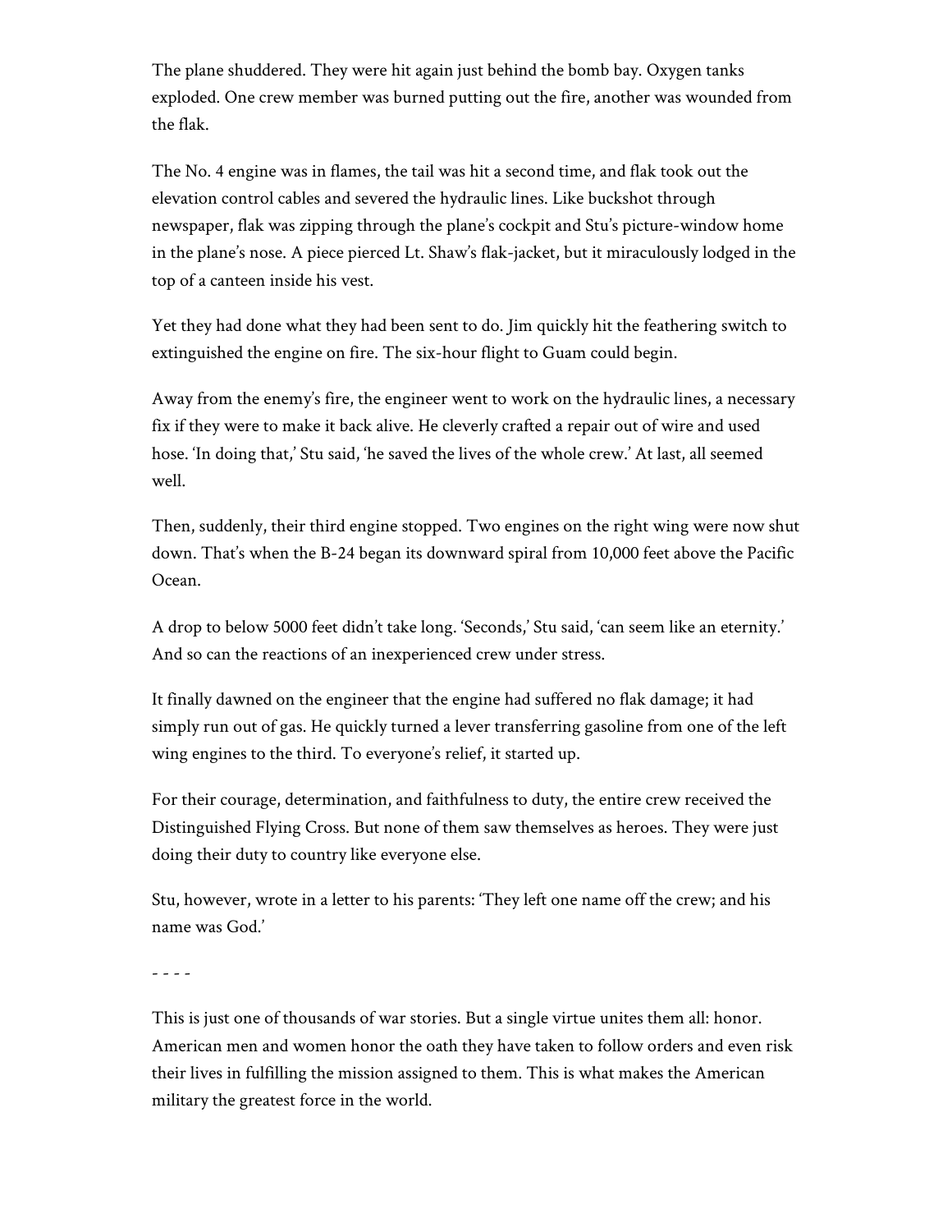The plane shuddered. They were hit again just behind the bomb bay. Oxygen tanks exploded. One crew member was burned putting out the fire, another was wounded from the flak.

The No. 4 engine was in flames, the tail was hit a second time, and flak took out the elevation control cables and severed the hydraulic lines. Like buckshot through newspaper, flak was zipping through the plane's cockpit and Stu's picture-window home in the plane's nose. A piece pierced Lt. Shaw's flak-jacket, but it miraculously lodged in the top of a canteen inside his vest.

Yet they had done what they had been sent to do. Jim quickly hit the feathering switch to extinguished the engine on fire. The six-hour flight to Guam could begin.

Away from the enemy's fire, the engineer went to work on the hydraulic lines, a necessary fix if they were to make it back alive. He cleverly crafted a repair out of wire and used hose. 'In doing that,' Stu said, 'he saved the lives of the whole crew.' At last, all seemed well.

Then, suddenly, their third engine stopped. Two engines on the right wing were now shut down. That's when the B-24 began its downward spiral from 10,000 feet above the Pacific Ocean.

A drop to below 5000 feet didn't take long. 'Seconds,' Stu said, 'can seem like an eternity.' And so can the reactions of an inexperienced crew under stress.

It finally dawned on the engineer that the engine had suffered no flak damage; it had simply run out of gas. He quickly turned a lever transferring gasoline from one of the left wing engines to the third. To everyone's relief, it started up.

For their courage, determination, and faithfulness to duty, the entire crew received the Distinguished Flying Cross. But none of them saw themselves as heroes. They were just doing their duty to country like everyone else.

Stu, however, wrote in a letter to his parents: 'They left one name off the crew; and his name was God.'

- - - -

This is just one of thousands of war stories. But a single virtue unites them all: honor. American men and women honor the oath they have taken to follow orders and even risk their lives in fulfilling the mission assigned to them. This is what makes the American military the greatest force in the world.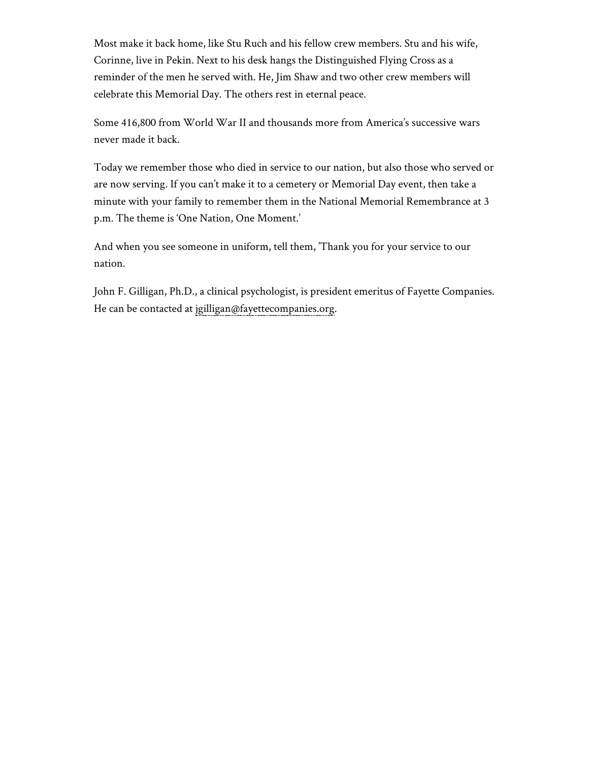Most make it back home, like Stu Ruch and his fellow crew members. Stu and his wife, Corinne, live in Pekin. Next to his desk hangs the Distinguished Flying Cross as a reminder of the men he served with. He, Jim Shaw and two other crew members will celebrate this Memorial Day. The others rest in eternal peace.

Some 416,800 from World War II and thousands more from America's successive wars never made it back.

Today we remember those who died in service to our nation, but also those who served or are now serving. If you can't make it to a cemetery or Memorial Day event, then take a minute with your family to remember them in the National Memorial Remembrance at 3 p.m. The theme is 'One Nation, One Moment.'

And when you see someone in uniform, tell them, 'Thank you for your service to our nation.

John F. Gilligan, Ph.D., a clinical psychologist, is president emeritus of Fayette Companies. He can be contacted at jgilligan@fayettecompanies.org.